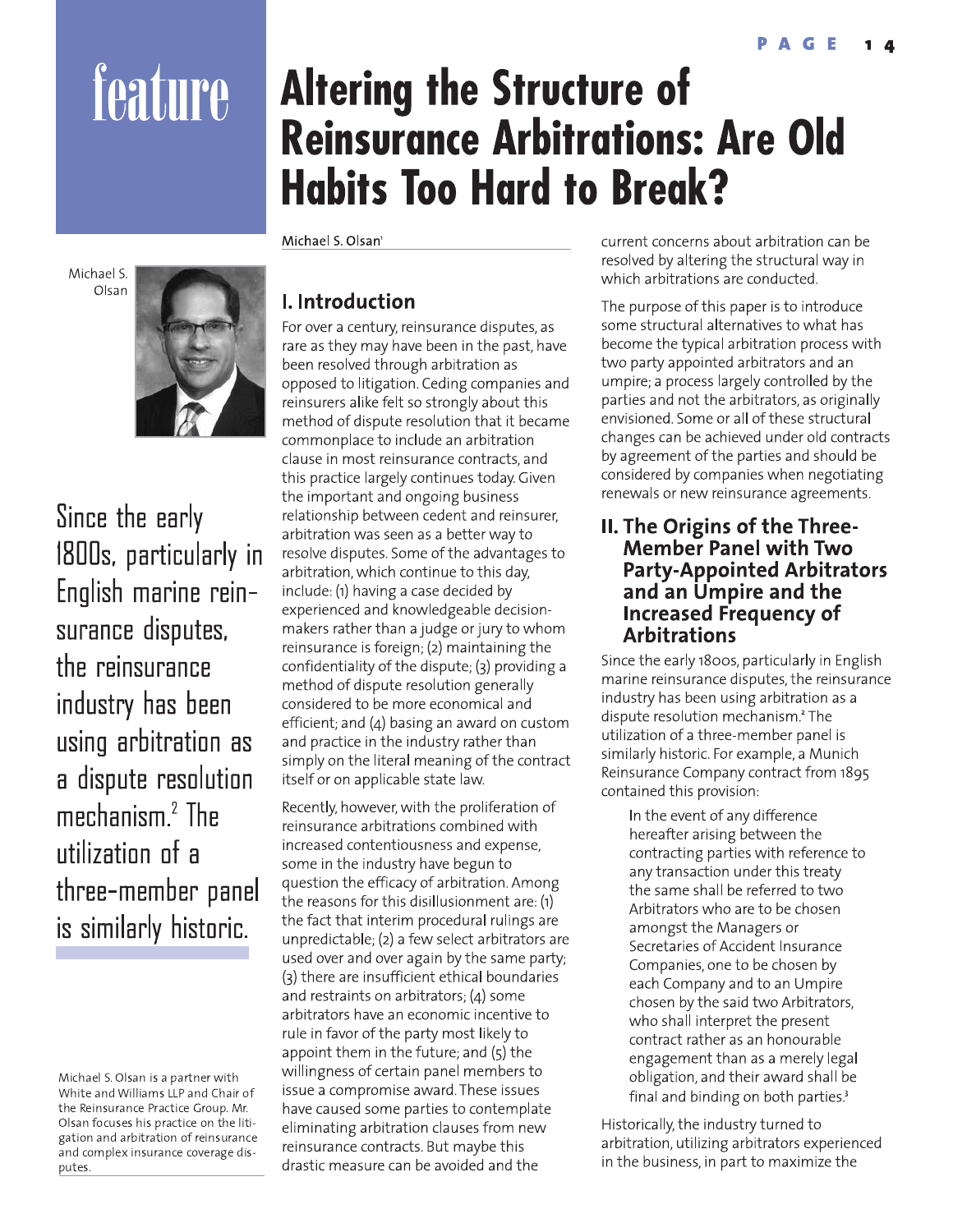feature

# Altering the Structure of Reinsurance Arbitrations: Are Old Habits Too Hard to Break?

Michael S. Olsan[1]

Michael S. Olsan is a partner with White and Williams LLP and Chair of the Reinsurance Practice Group. Mr. Olsan focuses his practice on the litigation and arbitration of reinsurance and complex insurance coverage disputes.

## I. Introduction

For over a century, reinsurance disputes, as rare as they may have been in the past, have been resolved through arbitration as opposed to litigation. Ceding companies and reinsurers alike felt so strongly about this method of dispute resolution that it became commonplace to include an arbitration clause in most reinsurance contracts, and this practice largely continues today. Given the important and ongoing business relationship between cedent and reinsurer, arbitration was seen as a better way to resolve disputes. Some of the advantages to arbitration, which continue to this day, include: (1) having a case decided by experienced and knowledgeable decision-makers rather than a judge or jury to whom reinsurance is foreign; (2) maintaining the confidentiality of the dispute; (3) providing a method of dispute resolution generally considered to be more economical and efficient; and (4) basing an award on custom and practice in the industry rather than simply on the literal meaning of the contract itself or on applicable state law.

Recently, however, with the proliferation of reinsurance arbitrations combined with increased contentiousness and expense, some in the industry have begun to question the efficacy of arbitration. Among the reasons for this disillusionment are: (1) the fact that interim procedural rulings are unpredictable; (2) a few select arbitrators are used over and over again by the same party; (3) there are insufficient ethical boundaries and restraints on arbitrators; (4) some arbitrators have an economic incentive to rule in favor of the party most likely to appoint them in the future; and (5) the willingness of certain panel members to issue a compromise award. These issues have caused some parties to contemplate eliminating arbitration clauses from new reinsurance contracts. But maybe this drastic measure can be avoided and the current concerns about arbitration can be resolved by altering the structural way in which arbitrations are conducted.

The purpose of this paper is to introduce some structural alternatives to what has become the typical arbitration process with two party appointed arbitrators and an umpire; a process largely controlled by the parties and not the arbitrators, as originally envisioned. Some or all of these structural changes can be achieved under old contracts by agreement of the parties and should be considered by companies when negotiating renewals or new reinsurance agreements.

## II. The Origins of the Three-Member Panel with Two Party-Appointed Arbitrators and an Umpire and the Increased Frequency of Arbitrations

Since the early 1800s, particularly in English marine reinsurance disputes, the reinsurance industry has been using arbitration as a dispute resolution mechanism.[2] The utilization of a three-member panel is similarly historic. For example, a Munich Reinsurance Company contract from 1895 contained this provision:

> In the event of any difference hereafter arising between the contracting parties with reference to any transaction under this treaty the same shall be referred to two Arbitrators who are to be chosen amongst the Managers or Secretaries of Accident Insurance Companies, one to be chosen by each Company and to an Umpire chosen by the said two Arbitrators, who shall interpret the present contract rather as an honourable engagement than as a merely legal obligation, and their award shall be final and binding on both parties.[3]

Historically, the industry turned to arbitration, utilizing arbitrators experienced in the business, in part to maximize the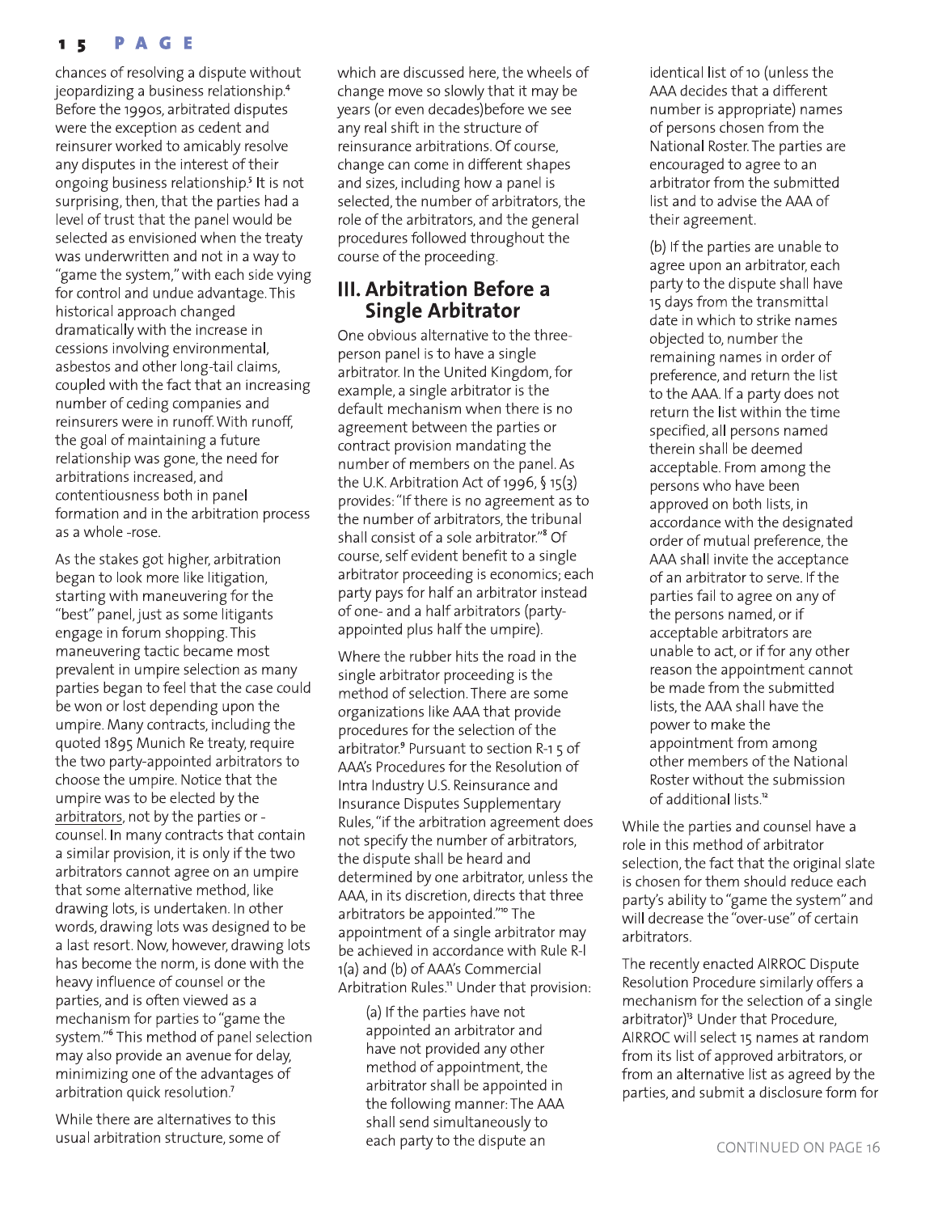chances of resolving a dispute without jeopardizing a business relationship.[4] Before the 1990s, arbitrated disputes were the exception as cedent and reinsurer worked to amicably resolve any disputes in the interest of their ongoing business relationship.[5] It is not surprising, then, that the parties had a level of trust that the panel would be selected as envisioned when the treaty was underwritten and not in a way to "game the system," with each side vying for control and undue advantage. This historical approach changed dramatically with the increase in cessions involving environmental, asbestos and other long-tail claims, coupled with the fact that an increasing number of ceding companies and reinsurers were in runoff. With runoff, the goal of maintaining a future relationship was gone, the need for arbitrations increased, and contentiousness both in panel formation and in the arbitration process as a whole -rose.

As the stakes got higher, arbitration began to look more like litigation, starting with maneuvering for the "best" panel, just as some litigants engage in forum shopping. This maneuvering tactic became most prevalent in umpire selection as many parties began to feel that the case could be won or lost depending upon the umpire. Many contracts, including the quoted 1895 Munich Re treaty, require the two party-appointed arbitrators to choose the umpire. Notice that the umpire was to be elected by the arbitrators, not by the parties or -counsel. In many contracts that contain a similar provision, it is only if the two arbitrators cannot agree on an umpire that some alternative method, like drawing lots, is undertaken. In other words, drawing lots was designed to be a last resort. Now, however, drawing lots has become the norm, is done with the heavy influence of counsel or the parties, and is often viewed as a mechanism for parties to "game the system."[6] This method of panel selection may also provide an avenue for delay, minimizing one of the advantages of arbitration quick resolution.[7]

While there are alternatives to this usual arbitration structure, some of which are discussed here, the wheels of change move so slowly that it may be years (or even decades)before we see any real shift in the structure of reinsurance arbitrations. Of course, change can come in different shapes and sizes, including how a panel is selected, the number of arbitrators, the role of the arbitrators, and the general procedures followed throughout the course of the proceeding.

## III. Arbitration Before a Single Arbitrator

One obvious alternative to the three-person panel is to have a single arbitrator. In the United Kingdom, for example, a single arbitrator is the default mechanism when there is no agreement between the parties or contract provision mandating the number of members on the panel. As the U.K. Arbitration Act of 1996, § 15(3) provides: "If there is no agreement as to the number of arbitrators, the tribunal shall consist of a sole arbitrator."[8] Of course, self evident benefit to a single arbitrator proceeding is economics; each party pays for half an arbitrator instead of one- and a half arbitrators (party-appointed plus half the umpire).

Where the rubber hits the road in the single arbitrator proceeding is the method of selection. There are some organizations like AAA that provide procedures for the selection of the arbitrator.[9] Pursuant to section R-1 5 of AAA's Procedures for the Resolution of Intra Industry U.S. Reinsurance and Insurance Disputes Supplementary Rules, "if the arbitration agreement does not specify the number of arbitrators, the dispute shall be heard and determined by one arbitrator, unless the AAA, in its discretion, directs that three arbitrators be appointed."[10] The appointment of a single arbitrator may be achieved in accordance with Rule R-l 1(a) and (b) of AAA's Commercial Arbitration Rules.[11] Under that provision:

> (a) If the parties have not appointed an arbitrator and have not provided any other method of appointment, the arbitrator shall be appointed in the following manner: The AAA shall send simultaneously to each party to the dispute an identical list of 10 (unless the AAA decides that a different number is appropriate) names of persons chosen from the National Roster. The parties are encouraged to agree to an arbitrator from the submitted list and to advise the AAA of their agreement.
>
> (b) If the parties are unable to agree upon an arbitrator, each party to the dispute shall have 15 days from the transmittal date in which to strike names objected to, number the remaining names in order of preference, and return the list to the AAA. If a party does not return the list within the time specified, all persons named therein shall be deemed acceptable. From among the persons who have been approved on both lists, in accordance with the designated order of mutual preference, the AAA shall invite the acceptance of an arbitrator to serve. If the parties fail to agree on any of the persons named, or if acceptable arbitrators are unable to act, or if for any other reason the appointment cannot be made from the submitted lists, the AAA shall have the power to make the appointment from among other members of the National Roster without the submission of additional lists.[12]

While the parties and counsel have a role in this method of arbitrator selection, the fact that the original slate is chosen for them should reduce each party's ability to "game the system" and will decrease the "over-use" of certain arbitrators.

The recently enacted AIRROC Dispute Resolution Procedure similarly offers a mechanism for the selection of a single arbitrator)[13] Under that Procedure, AIRROC will select 15 names at random from its list of approved arbitrators, or from an alternative list as agreed by the parties, and submit a disclosure form for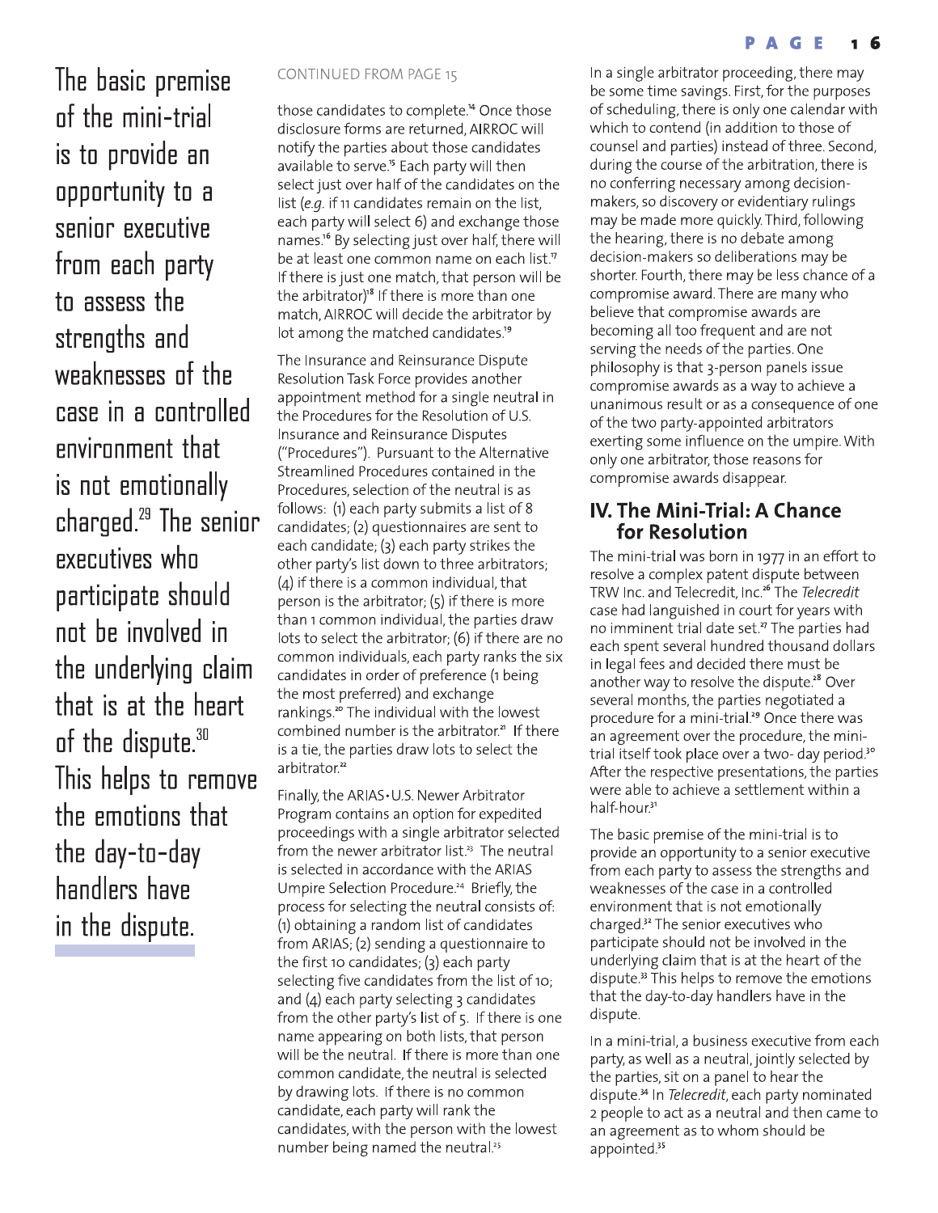The basic premise of the mini-trial is to provide an opportunity to a senior executive from each party to assess the strengths and weaknesses of the case in a controlled environment that is not emotionally charged.[29] The senior executives who participate should not be involved in the underlying claim that is at the heart of the dispute.[30] This helps to remove the emotions that the day-to-day handlers have in the dispute.

CONTINUED FROM PAGE 15

those candidates to complete.[14] Once those disclosure forms are returned, AIRROC will notify the parties about those candidates available to serve.[15] Each party will then select just over half of the candidates on the list (*e.g.* if 11 candidates remain on the list, each party will select 6) and exchange those names.[16] By selecting just over half, there will be at least one common name on each list.[17] If there is just one match, that person will be the arbitrator)[18] If there is more than one match, AIRROC will decide the arbitrator by lot among the matched candidates.[19]

The Insurance and Reinsurance Dispute Resolution Task Force provides another appointment method for a single neutral in the Procedures for the Resolution of U.S. Insurance and Reinsurance Disputes ("Procedures"). Pursuant to the Alternative Streamlined Procedures contained in the Procedures, selection of the neutral is as follows: (1) each party submits a list of 8 candidates; (2) questionnaires are sent to each candidate; (3) each party strikes the other party's list down to three arbitrators; (4) if there is a common individual, that person is the arbitrator; (5) if there is more than 1 common individual, the parties draw lots to select the arbitrator; (6) if there are no common individuals, each party ranks the six candidates in order of preference (1 being the most preferred) and exchange rankings.[20] The individual with the lowest combined number is the arbitrator.[21] If there is a tie, the parties draw lots to select the arbitrator.[22]

Finally, the ARIAS•U.S. Newer Arbitrator Program contains an option for expedited proceedings with a single arbitrator selected from the newer arbitrator list.[23] The neutral is selected in accordance with the ARIAS Umpire Selection Procedure.[24] Briefly, the process for selecting the neutral consists of: (1) obtaining a random list of candidates from ARIAS; (2) sending a questionnaire to the first 10 candidates; (3) each party selecting five candidates from the list of 10; and (4) each party selecting 3 candidates from the other party's list of 5. If there is one name appearing on both lists, that person will be the neutral. If there is more than one common candidate, the neutral is selected by drawing lots. If there is no common candidate, each party will rank the candidates, with the person with the lowest number being named the neutral.[25]

In a single arbitrator proceeding, there may be some time savings. First, for the purposes of scheduling, there is only one calendar with which to contend (in addition to those of counsel and parties) instead of three. Second, during the course of the arbitration, there is no conferring necessary among decision-makers, so discovery or evidentiary rulings may be made more quickly. Third, following the hearing, there is no debate among decision-makers so deliberations may be shorter. Fourth, there may be less chance of a compromise award. There are many who believe that compromise awards are becoming all too frequent and are not serving the needs of the parties. One philosophy is that 3-person panels issue compromise awards as a way to achieve a unanimous result or as a consequence of one of the two party-appointed arbitrators exerting some influence on the umpire. With only one arbitrator, those reasons for compromise awards disappear.

## IV. The Mini-Trial: A Chance for Resolution

The mini-trial was born in 1977 in an effort to resolve a complex patent dispute between TRW Inc. and Telecredit, Inc.[26] The *Telecredit* case had languished in court for years with no imminent trial date set.[27] The parties had each spent several hundred thousand dollars in legal fees and decided there must be another way to resolve the dispute.[28] Over several months, the parties negotiated a procedure for a mini-trial.[29] Once there was an agreement over the procedure, the mini-trial itself took place over a two- day period.[30] After the respective presentations, the parties were able to achieve a settlement within a half-hour.[31]

The basic premise of the mini-trial is to provide an opportunity to a senior executive from each party to assess the strengths and weaknesses of the case in a controlled environment that is not emotionally charged.[32] The senior executives who participate should not be involved in the underlying claim that is at the heart of the dispute.[33] This helps to remove the emotions that the day-to-day handlers have in the dispute.

In a mini-trial, a business executive from each party, as well as a neutral, jointly selected by the parties, sit on a panel to hear the dispute.[34] In *Telecredit*, each party nominated 2 people to act as a neutral and then came to an agreement as to whom should be appointed.[35]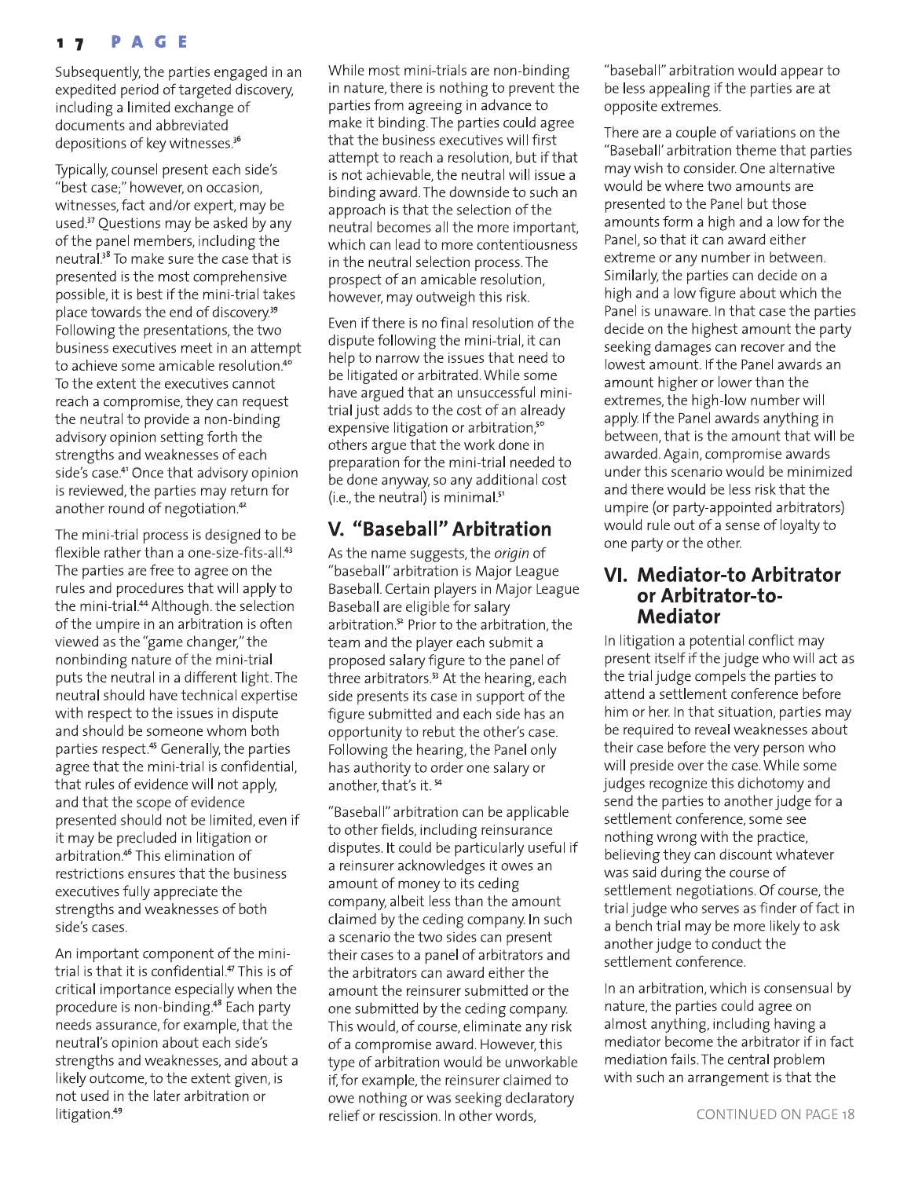Subsequently, the parties engaged in an expedited period of targeted discovery, including a limited exchange of documents and abbreviated depositions of key witnesses.[36]

Typically, counsel present each side's "best case;" however, on occasion, witnesses, fact and/or expert, may be used.[37] Questions may be asked by any of the panel members, including the neutral.[38] To make sure the case that is presented is the most comprehensive possible, it is best if the mini-trial takes place towards the end of discovery.[39] Following the presentations, the two business executives meet in an attempt to achieve some amicable resolution.[40] To the extent the executives cannot reach a compromise, they can request the neutral to provide a non-binding advisory opinion setting forth the strengths and weaknesses of each side's case.[41] Once that advisory opinion is reviewed, the parties may return for another round of negotiation.[42]

The mini-trial process is designed to be flexible rather than a one-size-fits-all.[43] The parties are free to agree on the rules and procedures that will apply to the mini-trial.[44] Although. the selection of the umpire in an arbitration is often viewed as the "game changer," the nonbinding nature of the mini-trial puts the neutral in a different light. The neutral should have technical expertise with respect to the issues in dispute and should be someone whom both parties respect.[45] Generally, the parties agree that the mini-trial is confidential, that rules of evidence will not apply, and that the scope of evidence presented should not be limited, even if it may be precluded in litigation or arbitration.[46] This elimination of restrictions ensures that the business executives fully appreciate the strengths and weaknesses of both side's cases.

An important component of the mini-trial is that it is confidential.[47] This is of critical importance especially when the procedure is non-binding.[48] Each party needs assurance, for example, that the neutral's opinion about each side's strengths and weaknesses, and about a likely outcome, to the extent given, is not used in the later arbitration or litigation.[49]

While most mini-trials are non-binding in nature, there is nothing to prevent the parties from agreeing in advance to make it binding. The parties could agree that the business executives will first attempt to reach a resolution, but if that is not achievable, the neutral will issue a binding award. The downside to such an approach is that the selection of the neutral becomes all the more important, which can lead to more contentiousness in the neutral selection process. The prospect of an amicable resolution, however, may outweigh this risk.

Even if there is no final resolution of the dispute following the mini-trial, it can help to narrow the issues that need to be litigated or arbitrated. While some have argued that an unsuccessful mini-trial just adds to the cost of an already expensive litigation or arbitration,[50] others argue that the work done in preparation for the mini-trial needed to be done anyway, so any additional cost (i.e., the neutral) is minimal.[51]

## V. "Baseball" Arbitration

As the name suggests, the *origin* of "baseball" arbitration is Major League Baseball. Certain players in Major League Baseball are eligible for salary arbitration.[52] Prior to the arbitration, the team and the player each submit a proposed salary figure to the panel of three arbitrators.[53] At the hearing, each side presents its case in support of the figure submitted and each side has an opportunity to rebut the other's case. Following the hearing, the Panel only has authority to order one salary or another, that's it. [54]

"Baseball" arbitration can be applicable to other fields, including reinsurance disputes. It could be particularly useful if a reinsurer acknowledges it owes an amount of money to its ceding company, albeit less than the amount claimed by the ceding company. In such a scenario the two sides can present their cases to a panel of arbitrators and the arbitrators can award either the amount the reinsurer submitted or the one submitted by the ceding company. This would, of course, eliminate any risk of a compromise award. However, this type of arbitration would be unworkable if, for example, the reinsurer claimed to owe nothing or was seeking declaratory relief or rescission. In other words, "baseball" arbitration would appear to be less appealing if the parties are at opposite extremes.

There are a couple of variations on the "Baseball' arbitration theme that parties may wish to consider. One alternative would be where two amounts are presented to the Panel but those amounts form a high and a low for the Panel, so that it can award either extreme or any number in between. Similarly, the parties can decide on a high and a low figure about which the Panel is unaware. In that case the parties decide on the highest amount the party seeking damages can recover and the lowest amount. If the Panel awards an amount higher or lower than the extremes, the high-low number will apply. If the Panel awards anything in between, that is the amount that will be awarded. Again, compromise awards under this scenario would be minimized and there would be less risk that the umpire (or party-appointed arbitrators) would rule out of a sense of loyalty to one party or the other.

## VI. Mediator-to Arbitrator or Arbitrator-to-Mediator

In litigation a potential conflict may present itself if the judge who will act as the trial judge compels the parties to attend a settlement conference before him or her. In that situation, parties may be required to reveal weaknesses about their case before the very person who will preside over the case. While some judges recognize this dichotomy and send the parties to another judge for a settlement conference, some see nothing wrong with the practice, believing they can discount whatever was said during the course of settlement negotiations. Of course, the trial judge who serves as finder of fact in a bench trial may be more likely to ask another judge to conduct the settlement conference.

In an arbitration, which is consensual by nature, the parties could agree on almost anything, including having a mediator become the arbitrator if in fact mediation fails. The central problem with such an arrangement is that the

CONTINUED ON PAGE 18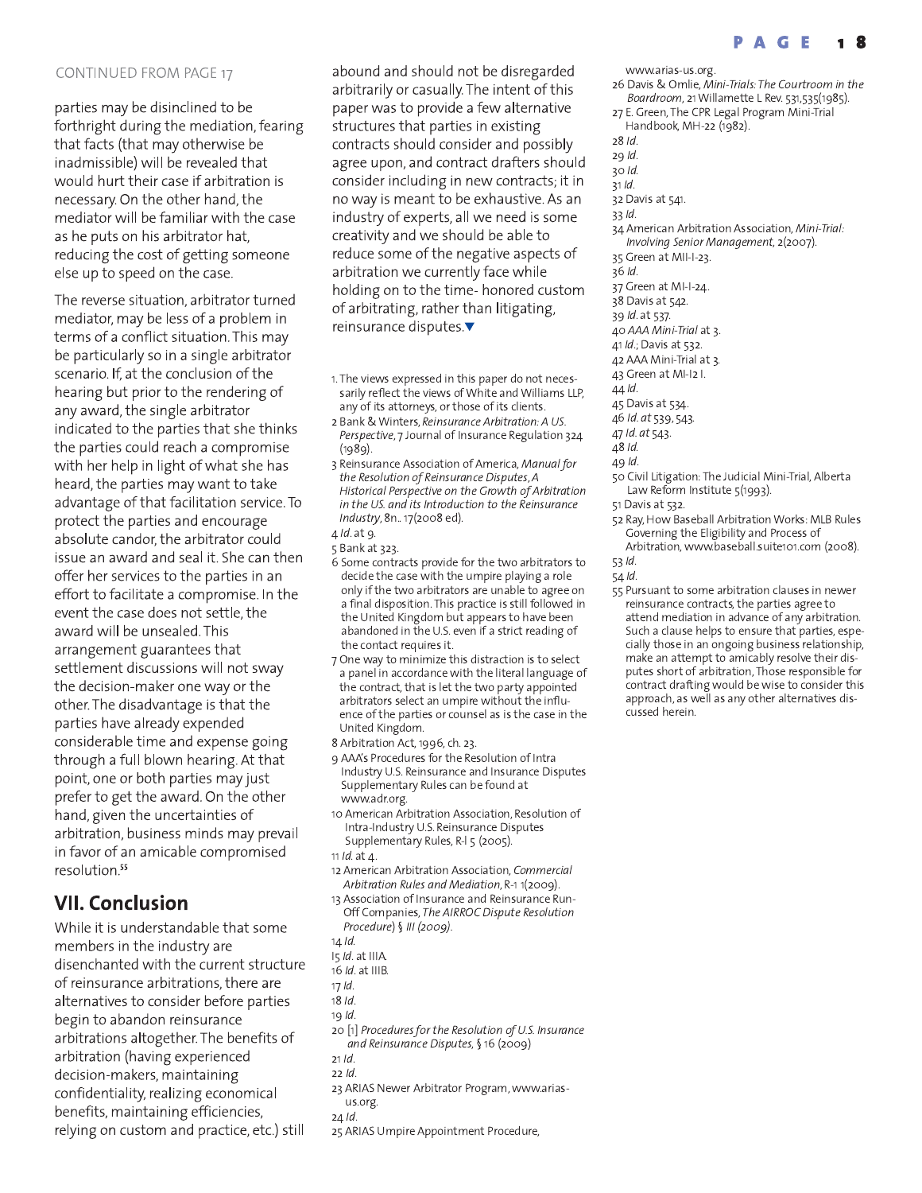CONTINUED FROM PAGE 17

parties may be disinclined to be forthright during the mediation, fearing that facts (that may otherwise be inadmissible) will be revealed that would hurt their case if arbitration is necessary. On the other hand, the mediator will be familiar with the case as he puts on his arbitrator hat, reducing the cost of getting someone else up to speed on the case.

The reverse situation, arbitrator turned mediator, may be less of a problem in terms of a conflict situation. This may be particularly so in a single arbitrator scenario. If, at the conclusion of the hearing but prior to the rendering of any award, the single arbitrator indicated to the parties that she thinks the parties could reach a compromise with her help in light of what she has heard, the parties may want to take advantage of that facilitation service. To protect the parties and encourage absolute candor, the arbitrator could issue an award and seal it. She can then offer her services to the parties in an effort to facilitate a compromise. In the event the case does not settle, the award will be unsealed. This arrangement guarantees that settlement discussions will not sway the decision-maker one way or the other. The disadvantage is that the parties have already expended considerable time and expense going through a full blown hearing. At that point, one or both parties may just prefer to get the award. On the other hand, given the uncertainties of arbitration, business minds may prevail in favor of an amicable compromised resolution.[55]

## VII. Conclusion

While it is understandable that some members in the industry are disenchanted with the current structure of reinsurance arbitrations, there are alternatives to consider before parties begin to abandon reinsurance arbitrations altogether. The benefits of arbitration (having experienced decision-makers, maintaining confidentiality, realizing economical benefits, maintaining efficiencies, relying on custom and practice, etc.) still abound and should not be disregarded arbitrarily or casually. The intent of this paper was to provide a few alternative structures that parties in existing contracts should consider and possibly agree upon, and contract drafters should consider including in new contracts; it in no way is meant to be exhaustive. As an industry of experts, all we need is some creativity and we should be able to reduce some of the negative aspects of arbitration we currently face while holding on to the time- honored custom of arbitrating, rather than litigating, reinsurance disputes.▼

1. The views expressed in this paper do not necessarily reflect the views of White and Williams LLP, any of its attorneys, or those of its clients.
2. Bank & Winters, *Reinsurance Arbitration: A US. Perspective*, 7 Journal of Insurance Regulation 324 (1989).
3. Reinsurance Association of America, *Manual for the Resolution of Reinsurance Disputes, A Historical Perspective on the Growth of Arbitration in the US. and its Introduction to the Reinsurance Industry*, 8n.. 17(2008 ed).
4. *Id.* at 9.
5. Bank at 323.
6. Some contracts provide for the two arbitrators to decide the case with the umpire playing a role only if the two arbitrators are unable to agree on a final disposition. This practice is still followed in the United Kingdom but appears to have been abandoned in the U.S. even if a strict reading of the contact requires it.
7. One way to minimize this distraction is to select a panel in accordance with the literal language of the contract, that is let the two party appointed arbitrators select an umpire without the influence of the parties or counsel as is the case in the United Kingdom.
8. Arbitration Act, 1996, ch. 23.
9. AAA's Procedures for the Resolution of Intra Industry U.S. Reinsurance and Insurance Disputes Supplementary Rules can be found at www.adr.org.
10. American Arbitration Association, Resolution of Intra-Industry U.S. Reinsurance Disputes Supplementary Rules, R-l 5 (2005).
11. *Id.* at 4.
12. American Arbitration Association, *Commercial Arbitration Rules and Mediation*, R-1 1(2009).
13. Association of Insurance and Reinsurance Run-Off Companies, *The AIRROC Dispute Resolution Procedure*) § *III (2009)*.
14. *Id.*
15. *Id.* at IIIA.
16. *Id.* at IIIB.
17. *Id.*
18. *Id.*
19. *Id.*
20. [1] *Procedures for the Resolution of U.S. Insurance and Reinsurance Disputes*, § 16 (2009)
21. *Id.*
22. *Id.*
23. ARIAS Newer Arbitrator Program, www.arias-us.org.
24. *Id.*
25. ARIAS Umpire Appointment Procedure, www.arias-us.org.
26. Davis & Omlie, *Mini-Trials: The Courtroom in the Boardroom*, 21 Willamette L Rev. 531,535(1985).
27. E. Green, The CPR Legal Program Mini-Trial Handbook, MH-22 (1982).
28. *Id.*
29. *Id.*
30. *Id.*
31. *Id.*
32. Davis at 541.
33. *Id.*
34. American Arbitration Association, *Mini-Trial: Involving Senior Management*, 2(2007).
35. Green at MII-I-23.
36. *Id.*
37. Green at MI-I-24.
38. Davis at 542.
39. *Id.* at 537.
40. *AAA Mini-Trial* at 3.
41. *Id.*; Davis at 532.
42. AAA Mini-Trial at 3.
43. Green at MI-I2 I.
44. *Id.*
45. Davis at 534.
46. *Id. at* 539, 543.
47. *Id. at* 543.
48. *Id.*
49. *Id.*
50. Civil Litigation: The Judicial Mini-Trial, Alberta Law Reform Institute 5(1993).
51. Davis at 532.
52. Ray, How Baseball Arbitration Works: MLB Rules Governing the Eligibility and Process of Arbitration, www.baseball.suite101.com (2008).
53. *Id.*
54. *Id.*
55. Pursuant to some arbitration clauses in newer reinsurance contracts, the parties agree to attend mediation in advance of any arbitration. Such a clause helps to ensure that parties, especially those in an ongoing business relationship, make an attempt to amicably resolve their disputes short of arbitration, Those responsible for contract drafting would be wise to consider this approach, as well as any other alternatives discussed herein.